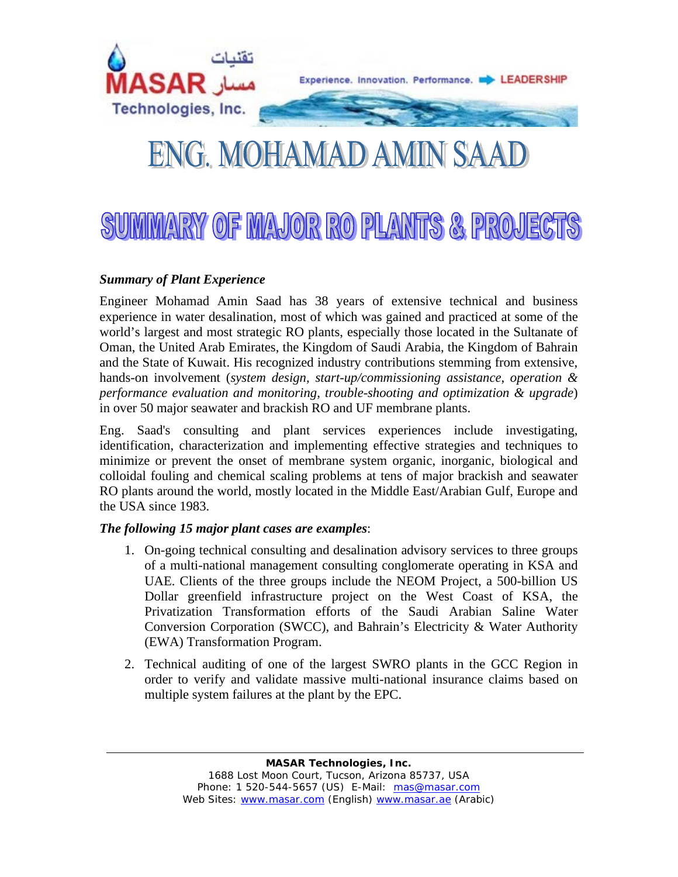# ENG. MOHAMAD AMIN SAAD

## SUMMARY OF MAJOR RO PLANTS & PROJECTS

***Summary of Plant Experience***

Engineer Mohamad Amin Saad has 38 years of extensive technical and business experience in water desalination, most of which was gained and practiced at some of the world's largest and most strategic RO plants, especially those located in the Sultanate of Oman, the United Arab Emirates, the Kingdom of Saudi Arabia, the Kingdom of Bahrain and the State of Kuwait. His recognized industry contributions stemming from extensive, hands-on involvement (*system design, start-up/commissioning assistance, operation & performance evaluation and monitoring, trouble-shooting and optimization & upgrade*) in over 50 major seawater and brackish RO and UF membrane plants.

Eng. Saad's consulting and plant services experiences include investigating, identification, characterization and implementing effective strategies and techniques to minimize or prevent the onset of membrane system organic, inorganic, biological and colloidal fouling and chemical scaling problems at tens of major brackish and seawater RO plants around the world, mostly located in the Middle East/Arabian Gulf, Europe and the USA since 1983.

***The following 15 major plant cases are examples***:

1. On-going technical consulting and desalination advisory services to three groups of a multi-national management consulting conglomerate operating in KSA and UAE. Clients of the three groups include the NEOM Project, a 500-billion US Dollar greenfield infrastructure project on the West Coast of KSA, the Privatization Transformation efforts of the Saudi Arabian Saline Water Conversion Corporation (SWCC), and Bahrain's Electricity & Water Authority (EWA) Transformation Program.

2. Technical auditing of one of the largest SWRO plants in the GCC Region in order to verify and validate massive multi-national insurance claims based on multiple system failures at the plant by the EPC.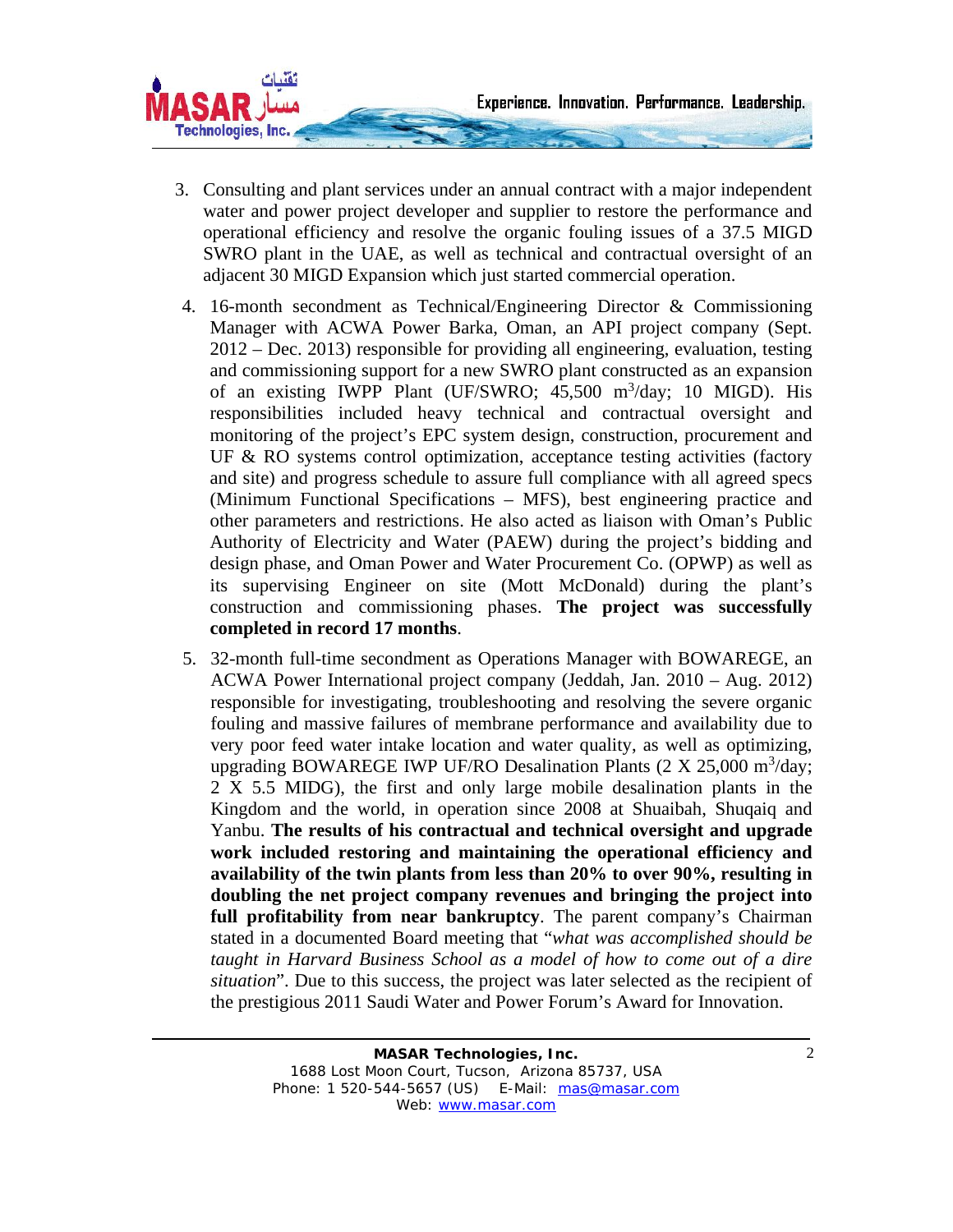3. Consulting and plant services under an annual contract with a major independent water and power project developer and supplier to restore the performance and operational efficiency and resolve the organic fouling issues of a 37.5 MIGD SWRO plant in the UAE, as well as technical and contractual oversight of an adjacent 30 MIGD Expansion which just started commercial operation.

4. 16-month secondment as Technical/Engineering Director & Commissioning Manager with ACWA Power Barka, Oman, an API project company (Sept. 2012 – Dec. 2013) responsible for providing all engineering, evaluation, testing and commissioning support for a new SWRO plant constructed as an expansion of an existing IWPP Plant (UF/SWRO; 45,500 $m^3$/day; 10 MIGD). His responsibilities included heavy technical and contractual oversight and monitoring of the project's EPC system design, construction, procurement and UF & RO systems control optimization, acceptance testing activities (factory and site) and progress schedule to assure full compliance with all agreed specs (Minimum Functional Specifications – MFS), best engineering practice and other parameters and restrictions. He also acted as liaison with Oman's Public Authority of Electricity and Water (PAEW) during the project's bidding and design phase, and Oman Power and Water Procurement Co. (OPWP) as well as its supervising Engineer on site (Mott McDonald) during the plant's construction and commissioning phases. **The project was successfully completed in record 17 months**.

5. 32-month full-time secondment as Operations Manager with BOWAREGE, an ACWA Power International project company (Jeddah, Jan. 2010 – Aug. 2012) responsible for investigating, troubleshooting and resolving the severe organic fouling and massive failures of membrane performance and availability due to very poor feed water intake location and water quality, as well as optimizing, upgrading BOWAREGE IWP UF/RO Desalination Plants (2 X 25,000 $m^3$/day; 2 X 5.5 MIDG), the first and only large mobile desalination plants in the Kingdom and the world, in operation since 2008 at Shuaibah, Shuqaiq and Yanbu. **The results of his contractual and technical oversight and upgrade work included restoring and maintaining the operational efficiency and availability of the twin plants from less than 20% to over 90%, resulting in doubling the net project company revenues and bringing the project into full profitability from near bankruptcy**. The parent company's Chairman stated in a documented Board meeting that "*what was accomplished should be taught in Harvard Business School as a model of how to come out of a dire situation*". Due to this success, the project was later selected as the recipient of the prestigious 2011 Saudi Water and Power Forum's Award for Innovation.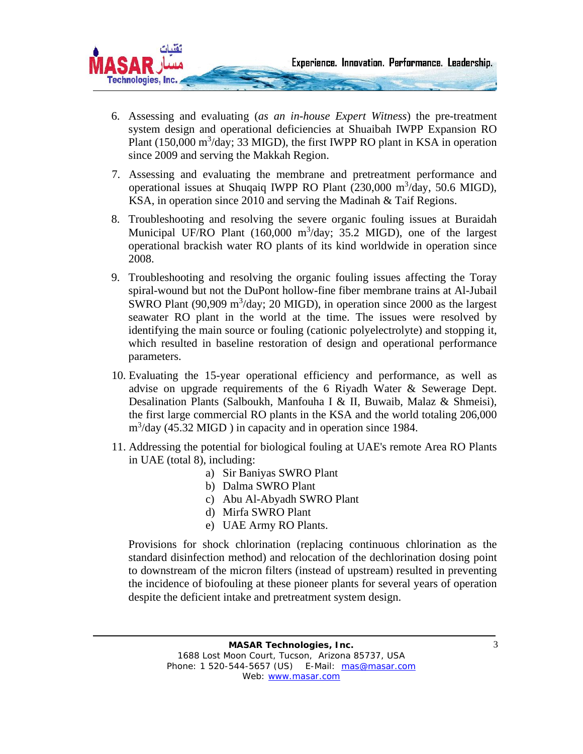6. Assessing and evaluating (*as an in-house Expert Witness*) the pre-treatment system design and operational deficiencies at Shuaibah IWPP Expansion RO Plant (150,000 $m^3$/day; 33 MIGD), the first IWPP RO plant in KSA in operation since 2009 and serving the Makkah Region.

7. Assessing and evaluating the membrane and pretreatment performance and operational issues at Shuqaiq IWPP RO Plant (230,000 $m^3$/day, 50.6 MIGD), KSA, in operation since 2010 and serving the Madinah & Taif Regions.

8. Troubleshooting and resolving the severe organic fouling issues at Buraidah Municipal UF/RO Plant (160,000 $m^3$/day; 35.2 MIGD), one of the largest operational brackish water RO plants of its kind worldwide in operation since 2008.

9. Troubleshooting and resolving the organic fouling issues affecting the Toray spiral-wound but not the DuPont hollow-fine fiber membrane trains at Al-Jubail SWRO Plant (90,909 $m^3$/day; 20 MIGD), in operation since 2000 as the largest seawater RO plant in the world at the time. The issues were resolved by identifying the main source or fouling (cationic polyelectrolyte) and stopping it, which resulted in baseline restoration of design and operational performance parameters.

10. Evaluating the 15-year operational efficiency and performance, as well as advise on upgrade requirements of the 6 Riyadh Water & Sewerage Dept. Desalination Plants (Salboukh, Manfouha I & II, Buwaib, Malaz & Shmeisi), the first large commercial RO plants in the KSA and the world totaling 206,000 $m^3$/day (45.32 MIGD ) in capacity and in operation since 1984.

11. Addressing the potential for biological fouling at UAE's remote Area RO Plants in UAE (total 8), including:
    a) Sir Baniyas SWRO Plant
    b) Dalma SWRO Plant
    c) Abu Al-Abyadh SWRO Plant
    d) Mirfa SWRO Plant
    e) UAE Army RO Plants.

    Provisions for shock chlorination (replacing continuous chlorination as the standard disinfection method) and relocation of the dechlorination dosing point to downstream of the micron filters (instead of upstream) resulted in preventing the incidence of biofouling at these pioneer plants for several years of operation despite the deficient intake and pretreatment system design.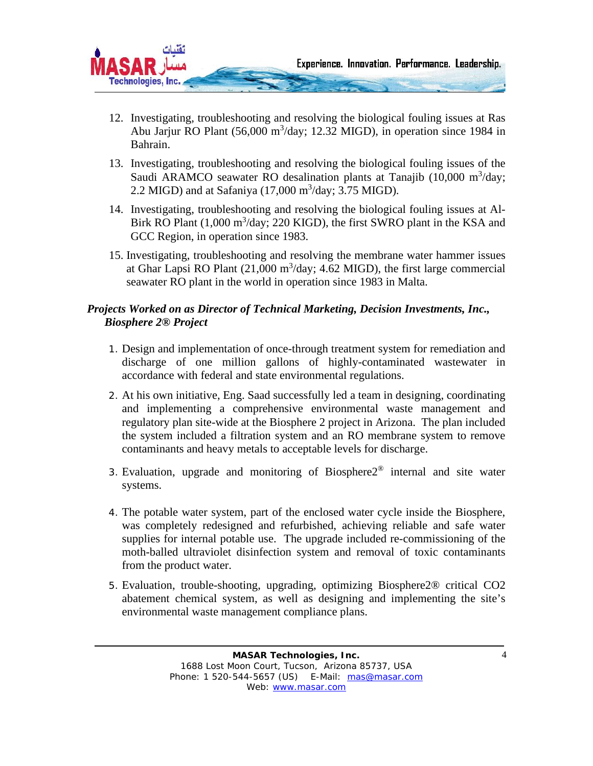12. Investigating, troubleshooting and resolving the biological fouling issues at Ras Abu Jarjur RO Plant (56,000 $m^3$/day; 12.32 MIGD), in operation since 1984 in Bahrain.

13. Investigating, troubleshooting and resolving the biological fouling issues of the Saudi ARAMCO seawater RO desalination plants at Tanajib (10,000 $m^3$/day; 2.2 MIGD) and at Safaniya (17,000 $m^3$/day; 3.75 MIGD).

14. Investigating, troubleshooting and resolving the biological fouling issues at Al-Birk RO Plant (1,000 $m^3$/day; 220 KIGD), the first SWRO plant in the KSA and GCC Region, in operation since 1983.

15. Investigating, troubleshooting and resolving the membrane water hammer issues at Ghar Lapsi RO Plant (21,000 $m^3$/day; 4.62 MIGD), the first large commercial seawater RO plant in the world in operation since 1983 in Malta.

***Projects Worked on as Director of Technical Marketing, Decision Investments, Inc., Biosphere 2® Project***

1. Design and implementation of once-through treatment system for remediation and discharge of one million gallons of highly-contaminated wastewater in accordance with federal and state environmental regulations.

2. At his own initiative, Eng. Saad successfully led a team in designing, coordinating and implementing a comprehensive environmental waste management and regulatory plan site-wide at the Biosphere 2 project in Arizona. The plan included the system included a filtration system and an RO membrane system to remove contaminants and heavy metals to acceptable levels for discharge.

3. Evaluation, upgrade and monitoring of Biosphere2® internal and site water systems.

4. The potable water system, part of the enclosed water cycle inside the Biosphere, was completely redesigned and refurbished, achieving reliable and safe water supplies for internal potable use. The upgrade included re-commissioning of the moth-balled ultraviolet disinfection system and removal of toxic contaminants from the product water.

5. Evaluation, trouble-shooting, upgrading, optimizing Biosphere2® critical $CO_2$ abatement chemical system, as well as designing and implementing the site's environmental waste management compliance plans.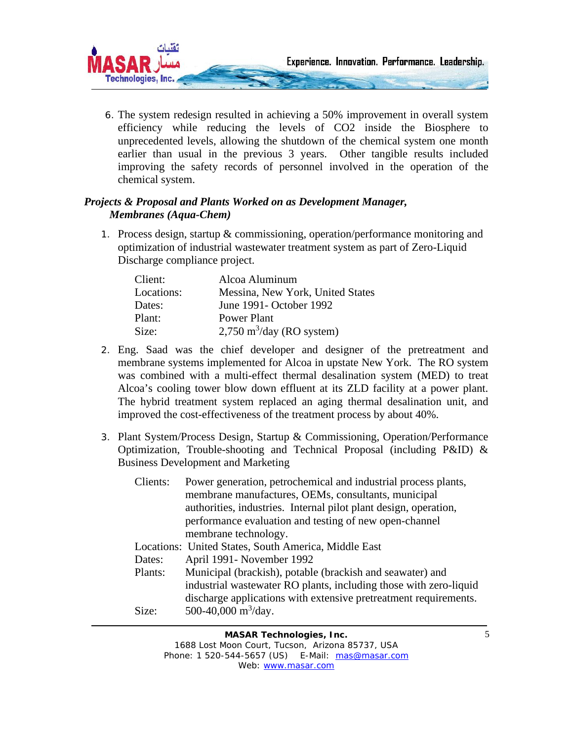6. The system redesign resulted in achieving a 50% improvement in overall system efficiency while reducing the levels of $CO_2$ inside the Biosphere to unprecedented levels, allowing the shutdown of the chemical system one month earlier than usual in the previous 3 years. Other tangible results included improving the safety records of personnel involved in the operation of the chemical system.

***Projects & Proposal and Plants Worked on as Development Manager, Membranes (Aqua-Chem)***

1. Process design, startup & commissioning, operation/performance monitoring and optimization of industrial wastewater treatment system as part of Zero-Liquid Discharge compliance project.

| | |
|---|---|
| Client: | Alcoa Aluminum |
| Locations: | Messina, New York, United States |
| Dates: | June 1991- October 1992 |
| Plant: | Power Plant |
| Size: | 2,750 $m^3$/day (RO system) |

2. Eng. Saad was the chief developer and designer of the pretreatment and membrane systems implemented for Alcoa in upstate New York. The RO system was combined with a multi-effect thermal desalination system (MED) to treat Alcoa's cooling tower blow down effluent at its ZLD facility at a power plant. The hybrid treatment system replaced an aging thermal desalination unit, and improved the cost-effectiveness of the treatment process by about 40%.

3. Plant System/Process Design, Startup & Commissioning, Operation/Performance Optimization, Trouble-shooting and Technical Proposal (including P&ID) & Business Development and Marketing

| | |
|---|---|
| Clients: | Power generation, petrochemical and industrial process plants, membrane manufactures, OEMs, consultants, municipal authorities, industries. Internal pilot plant design, operation, performance evaluation and testing of new open-channel membrane technology. |
| Locations: | United States, South America, Middle East |
| Dates: | April 1991- November 1992 |
| Plants: | Municipal (brackish), potable (brackish and seawater) and industrial wastewater RO plants, including those with zero-liquid discharge applications with extensive pretreatment requirements. |
| Size: | 500-40,000 $m^3$/day. |